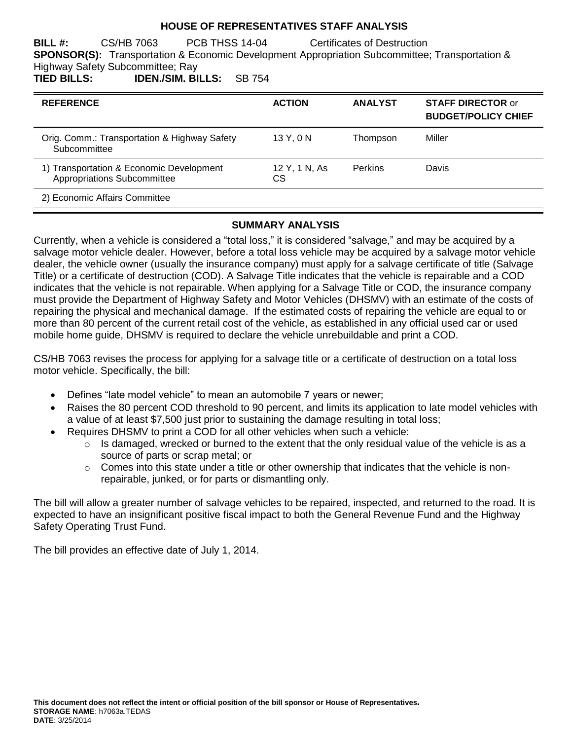# HOUSE OF REPRESENTATIVES STAFF ANALYSIS

**BILL #:** CS/HB 7063 PCB THSS 14-04 Certificates of Destruction

**SPONSOR(S):** Transportation & Economic Development Appropriation Subcommittee; Transportation & Highway Safety Subcommittee; Ray

**TIED BILLS:** **IDEN./SIM. BILLS:** SB 754

| REFERENCE | ACTION | ANALYST | STAFF DIRECTOR or BUDGET/POLICY CHIEF |
|---|---|---|---|
| Orig. Comm.: Transportation & Highway Safety Subcommittee | 13 Y, 0 N | Thompson | Miller |
| 1) Transportation & Economic Development Appropriations Subcommittee | 12 Y, 1 N, As CS | Perkins | Davis |
| 2) Economic Affairs Committee | | | |

## SUMMARY ANALYSIS

Currently, when a vehicle is considered a "total loss," it is considered "salvage," and may be acquired by a salvage motor vehicle dealer. However, before a total loss vehicle may be acquired by a salvage motor vehicle dealer, the vehicle owner (usually the insurance company) must apply for a salvage certificate of title (Salvage Title) or a certificate of destruction (COD). A Salvage Title indicates that the vehicle is repairable and a COD indicates that the vehicle is not repairable. When applying for a Salvage Title or COD, the insurance company must provide the Department of Highway Safety and Motor Vehicles (DHSMV) with an estimate of the costs of repairing the physical and mechanical damage. If the estimated costs of repairing the vehicle are equal to or more than 80 percent of the current retail cost of the vehicle, as established in any official used car or used mobile home guide, DHSMV is required to declare the vehicle unrebuildable and print a COD.

CS/HB 7063 revises the process for applying for a salvage title or a certificate of destruction on a total loss motor vehicle. Specifically, the bill:

- Defines "late model vehicle" to mean an automobile 7 years or newer;
- Raises the 80 percent COD threshold to 90 percent, and limits its application to late model vehicles with a value of at least $7,500 just prior to sustaining the damage resulting in total loss;
- Requires DHSMV to print a COD for all other vehicles when such a vehicle:
  - Is damaged, wrecked or burned to the extent that the only residual value of the vehicle is as a source of parts or scrap metal; or
  - Comes into this state under a title or other ownership that indicates that the vehicle is non-repairable, junked, or for parts or dismantling only.

The bill will allow a greater number of salvage vehicles to be repaired, inspected, and returned to the road. It is expected to have an insignificant positive fiscal impact to both the General Revenue Fund and the Highway Safety Operating Trust Fund.

The bill provides an effective date of July 1, 2014.

**This document does not reflect the intent or official position of the bill sponsor or House of Representatives.**

**STORAGE NAME**: h7063a.TEDAS

**DATE**: 3/25/2014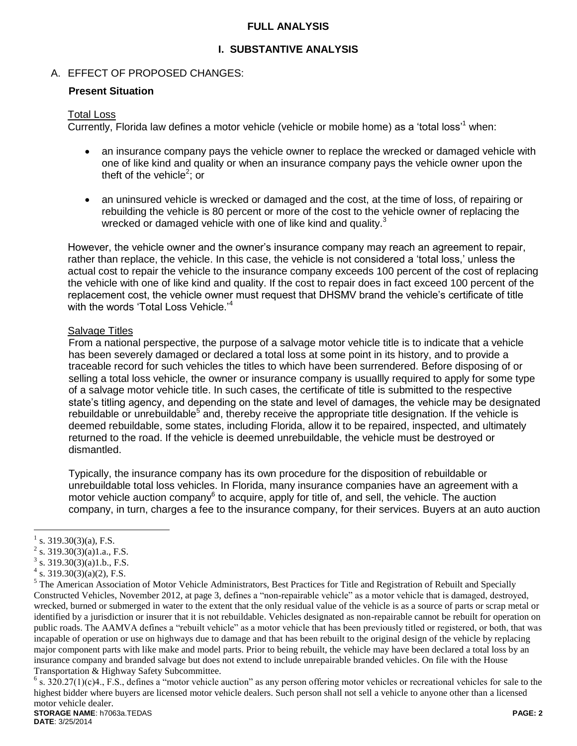## FULL ANALYSIS

## I. SUBSTANTIVE ANALYSIS

### A. EFFECT OF PROPOSED CHANGES:

**Present Situation**

Total Loss

Currently, Florida law defines a motor vehicle (vehicle or mobile home) as a 'total loss'[1] when:

- an insurance company pays the vehicle owner to replace the wrecked or damaged vehicle with one of like kind and quality or when an insurance company pays the vehicle owner upon the theft of the vehicle[2]; or
- an uninsured vehicle is wrecked or damaged and the cost, at the time of loss, of repairing or rebuilding the vehicle is 80 percent or more of the cost to the vehicle owner of replacing the wrecked or damaged vehicle with one of like kind and quality.[3]

However, the vehicle owner and the owner's insurance company may reach an agreement to repair, rather than replace, the vehicle. In this case, the vehicle is not considered a 'total loss,' unless the actual cost to repair the vehicle to the insurance company exceeds 100 percent of the cost of replacing the vehicle with one of like kind and quality. If the cost to repair does in fact exceed 100 percent of the replacement cost, the vehicle owner must request that DHSMV brand the vehicle's certificate of title with the words 'Total Loss Vehicle.'[4]

Salvage Titles

From a national perspective, the purpose of a salvage motor vehicle title is to indicate that a vehicle has been severely damaged or declared a total loss at some point in its history, and to provide a traceable record for such vehicles the titles to which have been surrendered. Before disposing of or selling a total loss vehicle, the owner or insurance company is usuallly required to apply for some type of a salvage motor vehicle title. In such cases, the certificate of title is submitted to the respective state's titling agency, and depending on the state and level of damages, the vehicle may be designated rebuildable or unrebuildable[5] and, thereby receive the appropriate title designation. If the vehicle is deemed rebuildable, some states, including Florida, allow it to be repaired, inspected, and ultimately returned to the road. If the vehicle is deemed unrebuildable, the vehicle must be destroyed or dismantled.

Typically, the insurance company has its own procedure for the disposition of rebuildable or unrebuildable total loss vehicles. In Florida, many insurance companies have an agreement with a motor vehicle auction company[6] to acquire, apply for title of, and sell, the vehicle. The auction company, in turn, charges a fee to the insurance company, for their services. Buyers at an auto auction

---

[1] s. 319.30(3)(a), F.S.

[2] s. 319.30(3)(a)1.a., F.S.

[3] s. 319.30(3)(a)1.b., F.S.

[4] s. 319.30(3)(a)(2), F.S.

[5] The American Association of Motor Vehicle Administrators, Best Practices for Title and Registration of Rebuilt and Specially Constructed Vehicles, November 2012, at page 3, defines a "non-repairable vehicle" as a motor vehicle that is damaged, destroyed, wrecked, burned or submerged in water to the extent that the only residual value of the vehicle is as a source of parts or scrap metal or identified by a jurisdiction or insurer that it is not rebuildable. Vehicles designated as non-repairable cannot be rebuilt for operation on public roads. The AAMVA defines a "rebuilt vehicle" as a motor vehicle that has been previously titled or registered, or both, that was incapable of operation or use on highways due to damage and that has been rebuilt to the original design of the vehicle by replacing major component parts with like make and model parts. Prior to being rebuilt, the vehicle may have been declared a total loss by an insurance company and branded salvage but does not extend to include unrepairable branded vehicles. On file with the House Transportation & Highway Safety Subcommittee.

[6] s. 320.27(1)(c)4., F.S., defines a "motor vehicle auction" as any person offering motor vehicles or recreational vehicles for sale to the highest bidder where buyers are licensed motor vehicle dealers. Such person shall not sell a vehicle to anyone other than a licensed motor vehicle dealer.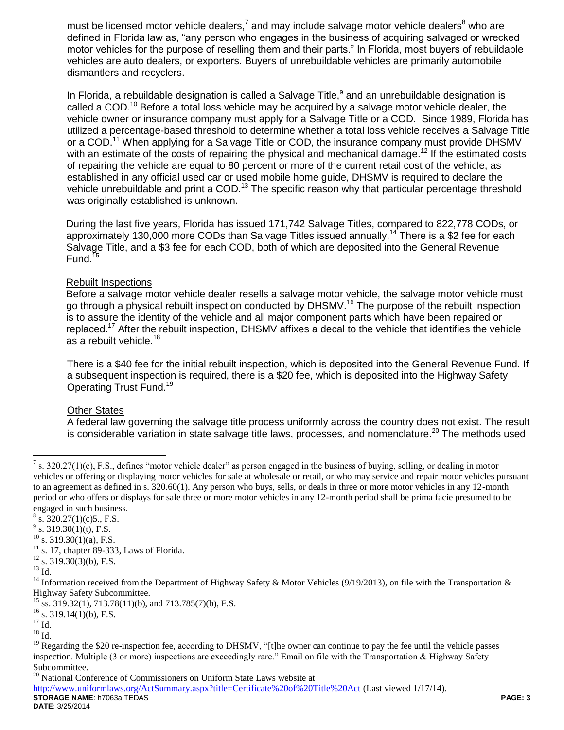must be licensed motor vehicle dealers,[7] and may include salvage motor vehicle dealers[8] who are defined in Florida law as, "any person who engages in the business of acquiring salvaged or wrecked motor vehicles for the purpose of reselling them and their parts." In Florida, most buyers of rebuildable vehicles are auto dealers, or exporters. Buyers of unrebuildable vehicles are primarily automobile dismantlers and recyclers.

In Florida, a rebuildable designation is called a Salvage Title,[9] and an unrebuildable designation is called a COD.[10] Before a total loss vehicle may be acquired by a salvage motor vehicle dealer, the vehicle owner or insurance company must apply for a Salvage Title or a COD. Since 1989, Florida has utilized a percentage-based threshold to determine whether a total loss vehicle receives a Salvage Title or a COD.[11] When applying for a Salvage Title or COD, the insurance company must provide DHSMV with an estimate of the costs of repairing the physical and mechanical damage.[12] If the estimated costs of repairing the vehicle are equal to 80 percent or more of the current retail cost of the vehicle, as established in any official used car or used mobile home guide, DHSMV is required to declare the vehicle unrebuildable and print a COD.[13] The specific reason why that particular percentage threshold was originally established is unknown.

During the last five years, Florida has issued 171,742 Salvage Titles, compared to 822,778 CODs, or approximately 130,000 more CODs than Salvage Titles issued annually.[14] There is a $2 fee for each Salvage Title, and a $3 fee for each COD, both of which are deposited into the General Revenue Fund.[15]

### Rebuilt Inspections

Before a salvage motor vehicle dealer resells a salvage motor vehicle, the salvage motor vehicle must go through a physical rebuilt inspection conducted by DHSMV.[16] The purpose of the rebuilt inspection is to assure the identity of the vehicle and all major component parts which have been repaired or replaced.[17] After the rebuilt inspection, DHSMV affixes a decal to the vehicle that identifies the vehicle as a rebuilt vehicle.[18]

There is a $40 fee for the initial rebuilt inspection, which is deposited into the General Revenue Fund. If a subsequent inspection is required, there is a $20 fee, which is deposited into the Highway Safety Operating Trust Fund.[19]

### Other States

A federal law governing the salvage title process uniformly across the country does not exist. The result is considerable variation in state salvage title laws, processes, and nomenclature.[20] The methods used

---

[7] s. 320.27(1)(c), F.S., defines "motor vehicle dealer" as person engaged in the business of buying, selling, or dealing in motor vehicles or offering or displaying motor vehicles for sale at wholesale or retail, or who may service and repair motor vehicles pursuant to an agreement as defined in s. 320.60(1). Any person who buys, sells, or deals in three or more motor vehicles in any 12-month period or who offers or displays for sale three or more motor vehicles in any 12-month period shall be prima facie presumed to be engaged in such business.

[8] s. 320.27(1)(c)5., F.S.

[9] s. 319.30(1)(t), F.S.

[10] s. 319.30(1)(a), F.S.

[11] s. 17, chapter 89-333, Laws of Florida.

[12] s. 319.30(3)(b), F.S.

[13] Id.

[14] Information received from the Department of Highway Safety & Motor Vehicles (9/19/2013), on file with the Transportation & Highway Safety Subcommittee.

[15] ss. 319.32(1), 713.78(11)(b), and 713.785(7)(b), F.S.

[16] s. 319.14(1)(b), F.S.

[17] Id.

[18] Id.

[19] Regarding the $20 re-inspection fee, according to DHSMV, "[t]he owner can continue to pay the fee until the vehicle passes inspection. Multiple (3 or more) inspections are exceedingly rare." Email on file with the Transportation & Highway Safety Subcommittee.

[20] National Conference of Commissioners on Uniform State Laws website at http://www.uniformlaws.org/ActSummary.aspx?title=Certificate%20of%20Title%20Act (Last viewed 1/17/14).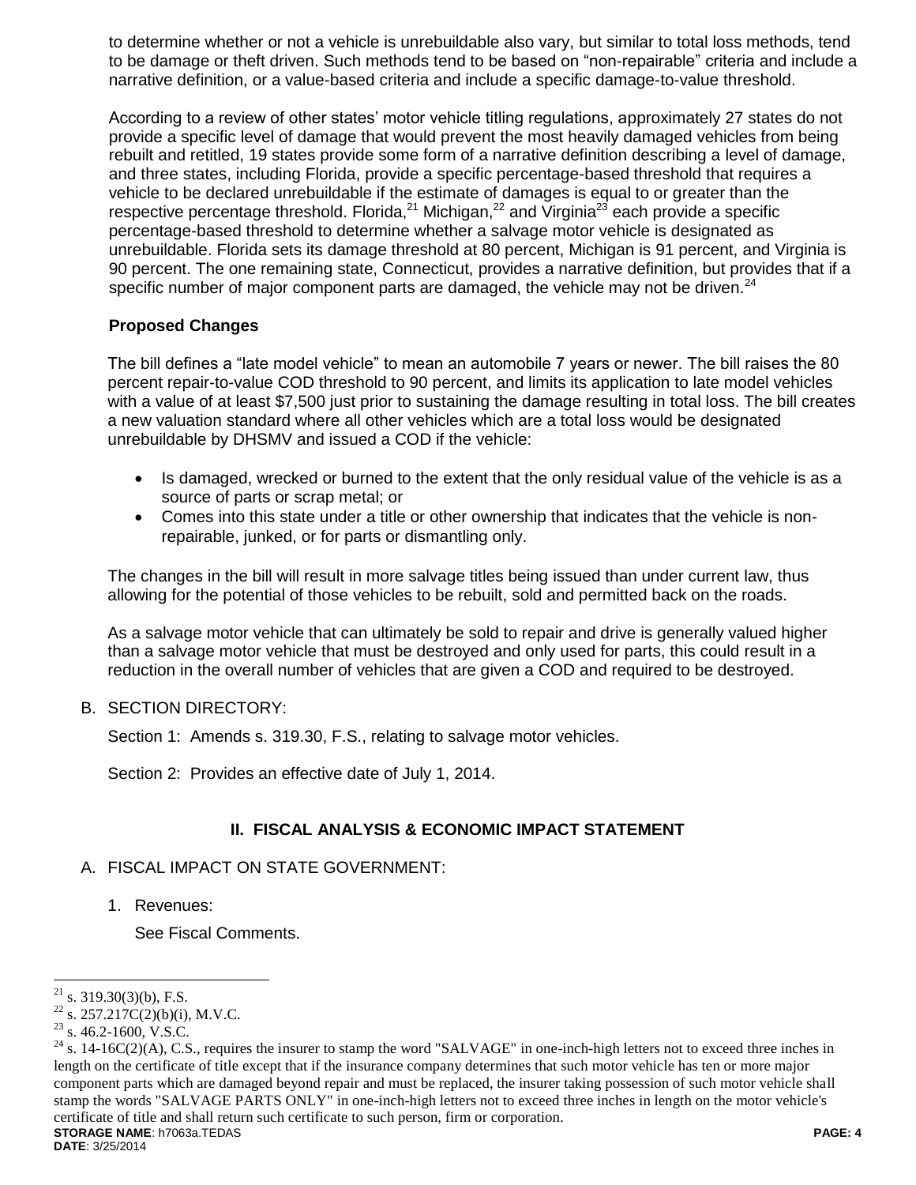to determine whether or not a vehicle is unrebuildable also vary, but similar to total loss methods, tend to be damage or theft driven. Such methods tend to be based on "non-repairable" criteria and include a narrative definition, or a value-based criteria and include a specific damage-to-value threshold.

According to a review of other states' motor vehicle titling regulations, approximately 27 states do not provide a specific level of damage that would prevent the most heavily damaged vehicles from being rebuilt and retitled, 19 states provide some form of a narrative definition describing a level of damage, and three states, including Florida, provide a specific percentage-based threshold that requires a vehicle to be declared unrebuildable if the estimate of damages is equal to or greater than the respective percentage threshold. Florida,[21] Michigan,[22] and Virginia[23] each provide a specific percentage-based threshold to determine whether a salvage motor vehicle is designated as unrebuildable. Florida sets its damage threshold at 80 percent, Michigan is 91 percent, and Virginia is 90 percent. The one remaining state, Connecticut, provides a narrative definition, but provides that if a specific number of major component parts are damaged, the vehicle may not be driven.[24]

**Proposed Changes**

The bill defines a "late model vehicle" to mean an automobile 7 years or newer. The bill raises the 80 percent repair-to-value COD threshold to 90 percent, and limits its application to late model vehicles with a value of at least $7,500 just prior to sustaining the damage resulting in total loss. The bill creates a new valuation standard where all other vehicles which are a total loss would be designated unrebuildable by DHSMV and issued a COD if the vehicle:

- Is damaged, wrecked or burned to the extent that the only residual value of the vehicle is as a source of parts or scrap metal; or
- Comes into this state under a title or other ownership that indicates that the vehicle is non-repairable, junked, or for parts or dismantling only.

The changes in the bill will result in more salvage titles being issued than under current law, thus allowing for the potential of those vehicles to be rebuilt, sold and permitted back on the roads.

As a salvage motor vehicle that can ultimately be sold to repair and drive is generally valued higher than a salvage motor vehicle that must be destroyed and only used for parts, this could result in a reduction in the overall number of vehicles that are given a COD and required to be destroyed.

B. SECTION DIRECTORY:

Section 1: Amends s. 319.30, F.S., relating to salvage motor vehicles.

Section 2: Provides an effective date of July 1, 2014.

## II. FISCAL ANALYSIS & ECONOMIC IMPACT STATEMENT

A. FISCAL IMPACT ON STATE GOVERNMENT:

1. Revenues:

   See Fiscal Comments.

---

[21] s. 319.30(3)(b), F.S.

[22] s. 257.217C(2)(b)(i), M.V.C.

[23] s. 46.2-1600, V.S.C.

[24] s. 14-16C(2)(A), C.S., requires the insurer to stamp the word "SALVAGE" in one-inch-high letters not to exceed three inches in length on the certificate of title except that if the insurance company determines that such motor vehicle has ten or more major component parts which are damaged beyond repair and must be replaced, the insurer taking possession of such motor vehicle shall stamp the words "SALVAGE PARTS ONLY" in one-inch-high letters not to exceed three inches in length on the motor vehicle's certificate of title and shall return such certificate to such person, firm or corporation.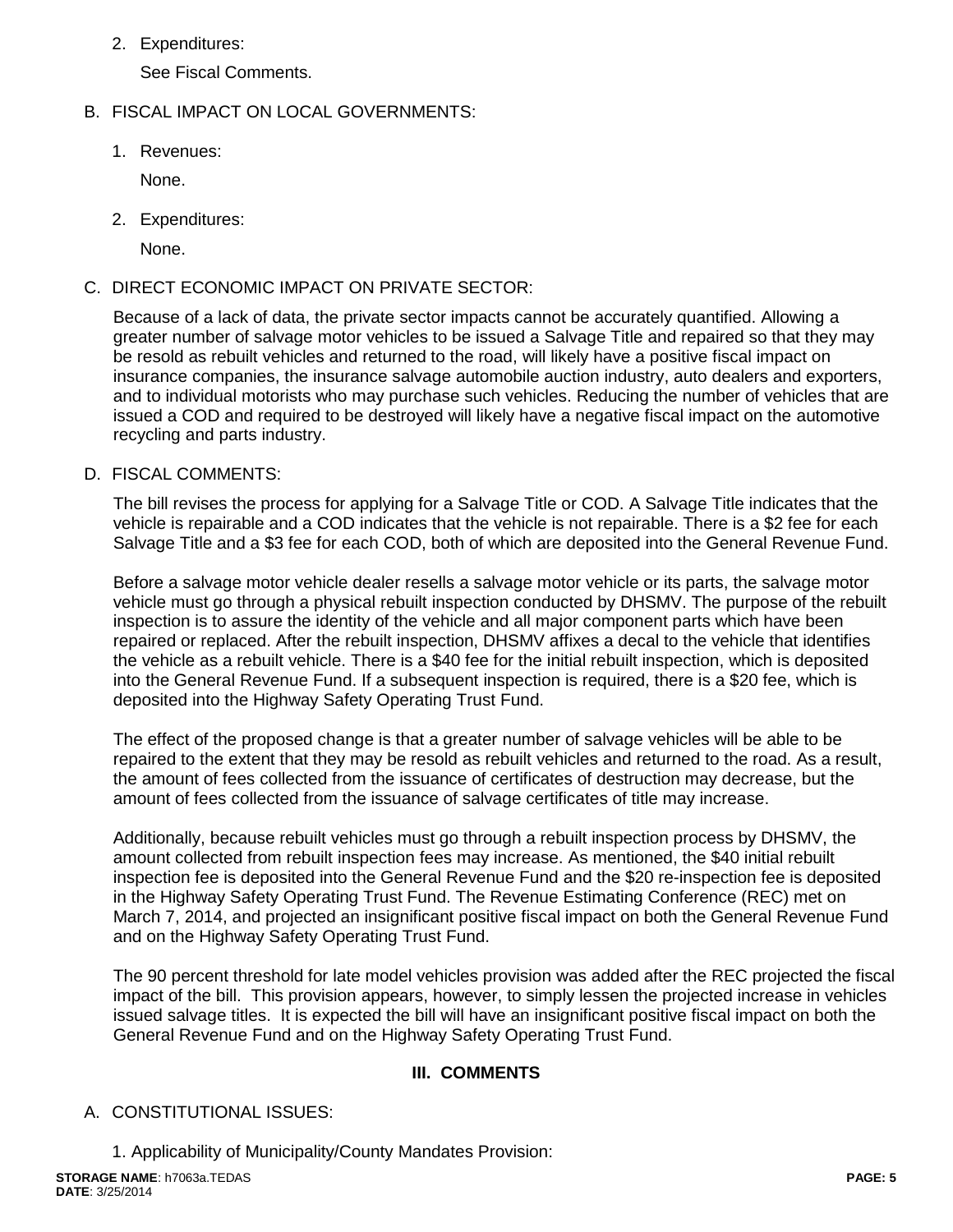2. Expenditures:

   See Fiscal Comments.

B. FISCAL IMPACT ON LOCAL GOVERNMENTS:

1. Revenues:

   None.

2. Expenditures:

   None.

C. DIRECT ECONOMIC IMPACT ON PRIVATE SECTOR:

Because of a lack of data, the private sector impacts cannot be accurately quantified. Allowing a greater number of salvage motor vehicles to be issued a Salvage Title and repaired so that they may be resold as rebuilt vehicles and returned to the road, will likely have a positive fiscal impact on insurance companies, the insurance salvage automobile auction industry, auto dealers and exporters, and to individual motorists who may purchase such vehicles. Reducing the number of vehicles that are issued a COD and required to be destroyed will likely have a negative fiscal impact on the automotive recycling and parts industry.

D. FISCAL COMMENTS:

The bill revises the process for applying for a Salvage Title or COD. A Salvage Title indicates that the vehicle is repairable and a COD indicates that the vehicle is not repairable. There is a $2 fee for each Salvage Title and a $3 fee for each COD, both of which are deposited into the General Revenue Fund.

Before a salvage motor vehicle dealer resells a salvage motor vehicle or its parts, the salvage motor vehicle must go through a physical rebuilt inspection conducted by DHSMV. The purpose of the rebuilt inspection is to assure the identity of the vehicle and all major component parts which have been repaired or replaced. After the rebuilt inspection, DHSMV affixes a decal to the vehicle that identifies the vehicle as a rebuilt vehicle. There is a $40 fee for the initial rebuilt inspection, which is deposited into the General Revenue Fund. If a subsequent inspection is required, there is a $20 fee, which is deposited into the Highway Safety Operating Trust Fund.

The effect of the proposed change is that a greater number of salvage vehicles will be able to be repaired to the extent that they may be resold as rebuilt vehicles and returned to the road. As a result, the amount of fees collected from the issuance of certificates of destruction may decrease, but the amount of fees collected from the issuance of salvage certificates of title may increase.

Additionally, because rebuilt vehicles must go through a rebuilt inspection process by DHSMV, the amount collected from rebuilt inspection fees may increase. As mentioned, the $40 initial rebuilt inspection fee is deposited into the General Revenue Fund and the $20 re-inspection fee is deposited in the Highway Safety Operating Trust Fund. The Revenue Estimating Conference (REC) met on March 7, 2014, and projected an insignificant positive fiscal impact on both the General Revenue Fund and on the Highway Safety Operating Trust Fund.

The 90 percent threshold for late model vehicles provision was added after the REC projected the fiscal impact of the bill. This provision appears, however, to simply lessen the projected increase in vehicles issued salvage titles. It is expected the bill will have an insignificant positive fiscal impact on both the General Revenue Fund and on the Highway Safety Operating Trust Fund.

## III. COMMENTS

A. CONSTITUTIONAL ISSUES:

1. Applicability of Municipality/County Mandates Provision: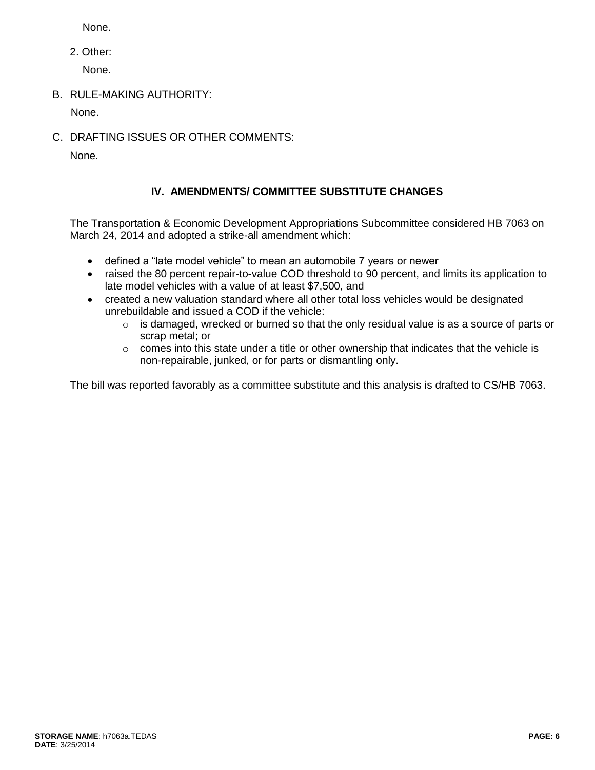None.

2. Other:

None.

B. RULE-MAKING AUTHORITY:

None.

C. DRAFTING ISSUES OR OTHER COMMENTS:

None.

## IV. AMENDMENTS/ COMMITTEE SUBSTITUTE CHANGES

The Transportation & Economic Development Appropriations Subcommittee considered HB 7063 on March 24, 2014 and adopted a strike-all amendment which:

- defined a "late model vehicle" to mean an automobile 7 years or newer
- raised the 80 percent repair-to-value COD threshold to 90 percent, and limits its application to late model vehicles with a value of at least $7,500, and
- created a new valuation standard where all other total loss vehicles would be designated unrebuildable and issued a COD if the vehicle:
  - is damaged, wrecked or burned so that the only residual value is as a source of parts or scrap metal; or
  - comes into this state under a title or other ownership that indicates that the vehicle is non-repairable, junked, or for parts or dismantling only.

The bill was reported favorably as a committee substitute and this analysis is drafted to CS/HB 7063.